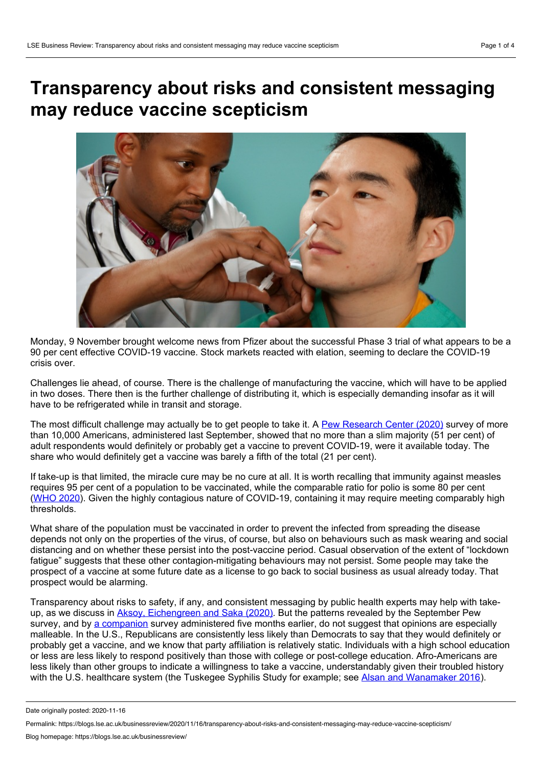# Transparency about risks and consistent messaging may reduce vaccine scepticism

Monday, 9 November brought welcome news from Pfizer about the successful Phase 3 trial of what appears to be a 90 per cent effective COVID-19 vaccine. Stock markets reacted with elation, seeming to declare the COVID-19 crisis over.

Challenges lie ahead, of course. There is the challenge of manufacturing the vaccine, which will have to be applied in two doses. There then is the further challenge of distributing it, which is especially demanding insofar as it will have to be refrigerated while in transit and storage.

The most difficult challenge may actually be to get people to take it. A Pew Research Center (2020) survey of more than 10,000 Americans, administered last September, showed that no more than a slim majority (51 per cent) of adult respondents would definitely or probably get a vaccine to prevent COVID-19, were it available today. The share who would definitely get a vaccine was barely a fifth of the total (21 per cent).

If take-up is that limited, the miracle cure may be no cure at all. It is worth recalling that immunity against measles requires 95 per cent of a population to be vaccinated, while the comparable ratio for polio is some 80 per cent (WHO 2020). Given the highly contagious nature of COVID-19, containing it may require meeting comparably high thresholds.

What share of the population must be vaccinated in order to prevent the infected from spreading the disease depends not only on the properties of the virus, of course, but also on behaviours such as mask wearing and social distancing and on whether these persist into the post-vaccine period. Casual observation of the extent of "lockdown fatigue" suggests that these other contagion-mitigating behaviours may not persist. Some people may take the prospect of a vaccine at some future date as a license to go back to social business as usual already today. That prospect would be alarming.

Transparency about risks to safety, if any, and consistent messaging by public health experts may help with take-up, as we discuss in Aksoy, Eichengreen and Saka (2020). But the patterns revealed by the September Pew survey, and by a companion survey administered five months earlier, do not suggest that opinions are especially malleable. In the U.S., Republicans are consistently less likely than Democrats to say that they would definitely or probably get a vaccine, and we know that party affiliation is relatively static. Individuals with a high school education or less are less likely to respond positively than those with college or post-college education. Afro-Americans are less likely than other groups to indicate a willingness to take a vaccine, understandably given their troubled history with the U.S. healthcare system (the Tuskegee Syphilis Study for example; see Alsan and Wanamaker 2016).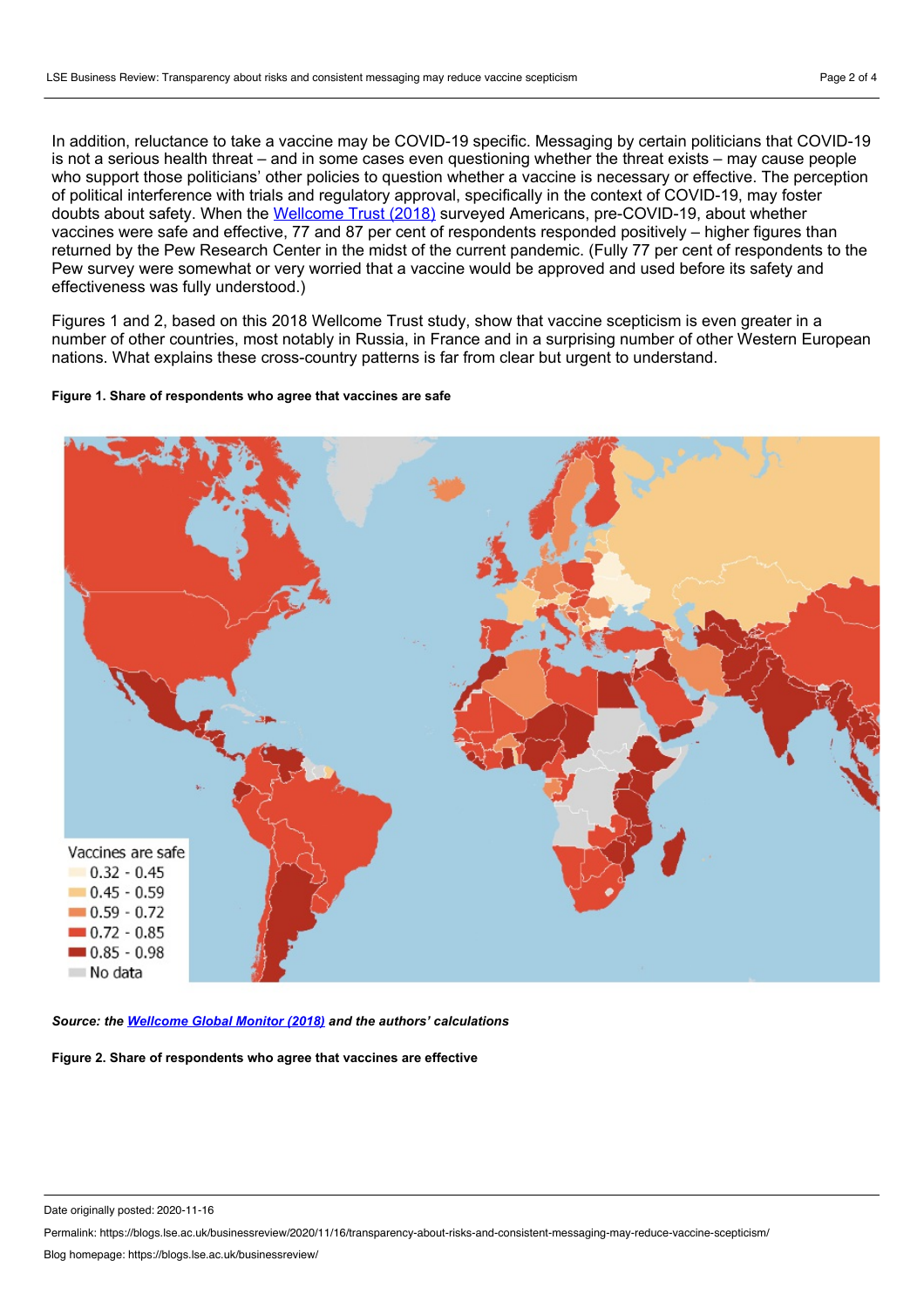In addition, reluctance to take a vaccine may be COVID-19 specific. Messaging by certain politicians that COVID-19 is not a serious health threat – and in some cases even questioning whether the threat exists – may cause people who support those politicians' other policies to question whether a vaccine is necessary or effective. The perception of political interference with trials and regulatory approval, specifically in the context of COVID-19, may foster doubts about safety. When the [Wellcome Trust (2018)] surveyed Americans, pre-COVID-19, about whether vaccines were safe and effective, 77 and 87 per cent of respondents responded positively – higher figures than returned by the Pew Research Center in the midst of the current pandemic. (Fully 77 per cent of respondents to the Pew survey were somewhat or very worried that a vaccine would be approved and used before its safety and effectiveness was fully understood.)

Figures 1 and 2, based on this 2018 Wellcome Trust study, show that vaccine scepticism is even greater in a number of other countries, most notably in Russia, in France and in a surprising number of other Western European nations. What explains these cross-country patterns is far from clear but urgent to understand.

**Figure 1. Share of respondents who agree that vaccines are safe**

Vaccines are safe
- 0.32 - 0.45
- 0.45 - 0.59
- 0.59 - 0.72
- 0.72 - 0.85
- 0.85 - 0.98
- No data

***Source: the Wellcome Global Monitor (2018) and the authors' calculations***

**Figure 2. Share of respondents who agree that vaccines are effective**

Date originally posted: 2020-11-16

Permalink: https://blogs.lse.ac.uk/businessreview/2020/11/16/transparency-about-risks-and-consistent-messaging-may-reduce-vaccine-scepticism/

Blog homepage: https://blogs.lse.ac.uk/businessreview/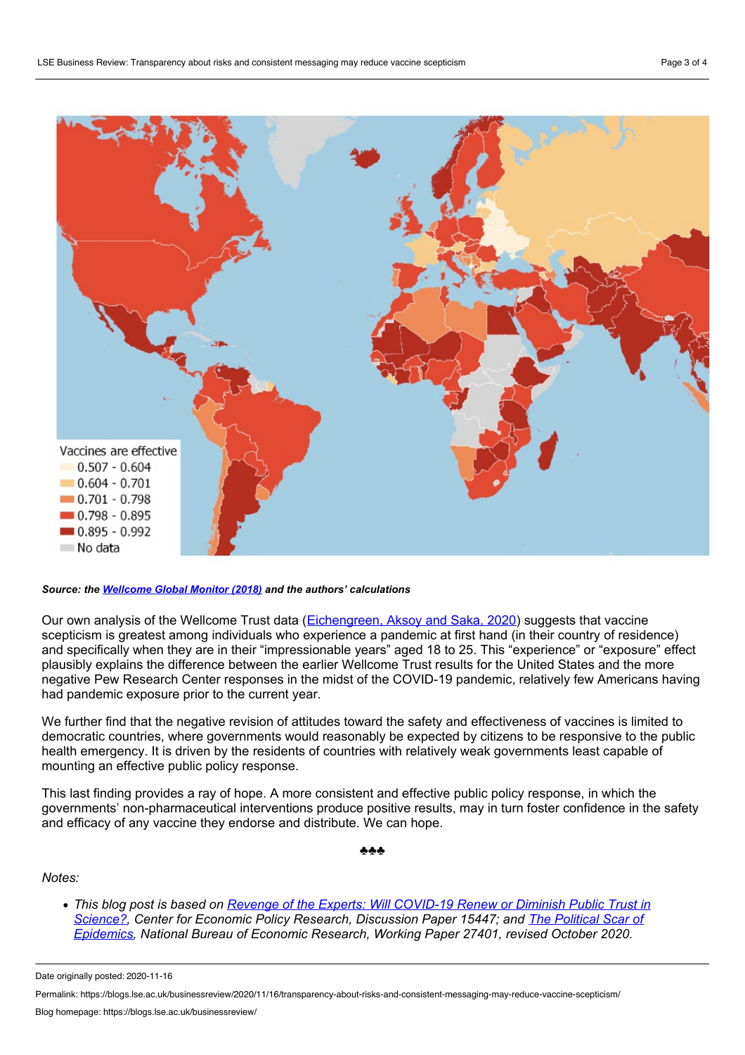*Source: the [Wellcome Global Monitor (2018)]() and the authors' calculations*

Our own analysis of the Wellcome Trust data ([Eichengreen, Aksoy and Saka, 2020]()) suggests that vaccine scepticism is greatest among individuals who experience a pandemic at first hand (in their country of residence) and specifically when they are in their "impressionable years" aged 18 to 25. This "experience" or "exposure" effect plausibly explains the difference between the earlier Wellcome Trust results for the United States and the more negative Pew Research Center responses in the midst of the COVID-19 pandemic, relatively few Americans having had pandemic exposure prior to the current year.

We further find that the negative revision of attitudes toward the safety and effectiveness of vaccines is limited to democratic countries, where governments would reasonably be expected by citizens to be responsive to the public health emergency. It is driven by the residents of countries with relatively weak governments least capable of mounting an effective public policy response.

This last finding provides a ray of hope. A more consistent and effective public policy response, in which the governments' non-pharmaceutical interventions produce positive results, may in turn foster confidence in the safety and efficacy of any vaccine they endorse and distribute. We can hope.

♣♣♣

*Notes:*

- *This blog post is based on [Revenge of the Experts: Will COVID-19 Renew or Diminish Public Trust in Science?](), Center for Economic Policy Research, Discussion Paper 15447; and [The Political Scar of Epidemics](), National Bureau of Economic Research, Working Paper 27401, revised October 2020.*

Date originally posted: 2020-11-16

Permalink: https://blogs.lse.ac.uk/businessreview/2020/11/16/transparency-about-risks-and-consistent-messaging-may-reduce-vaccine-scepticism/

Blog homepage: https://blogs.lse.ac.uk/businessreview/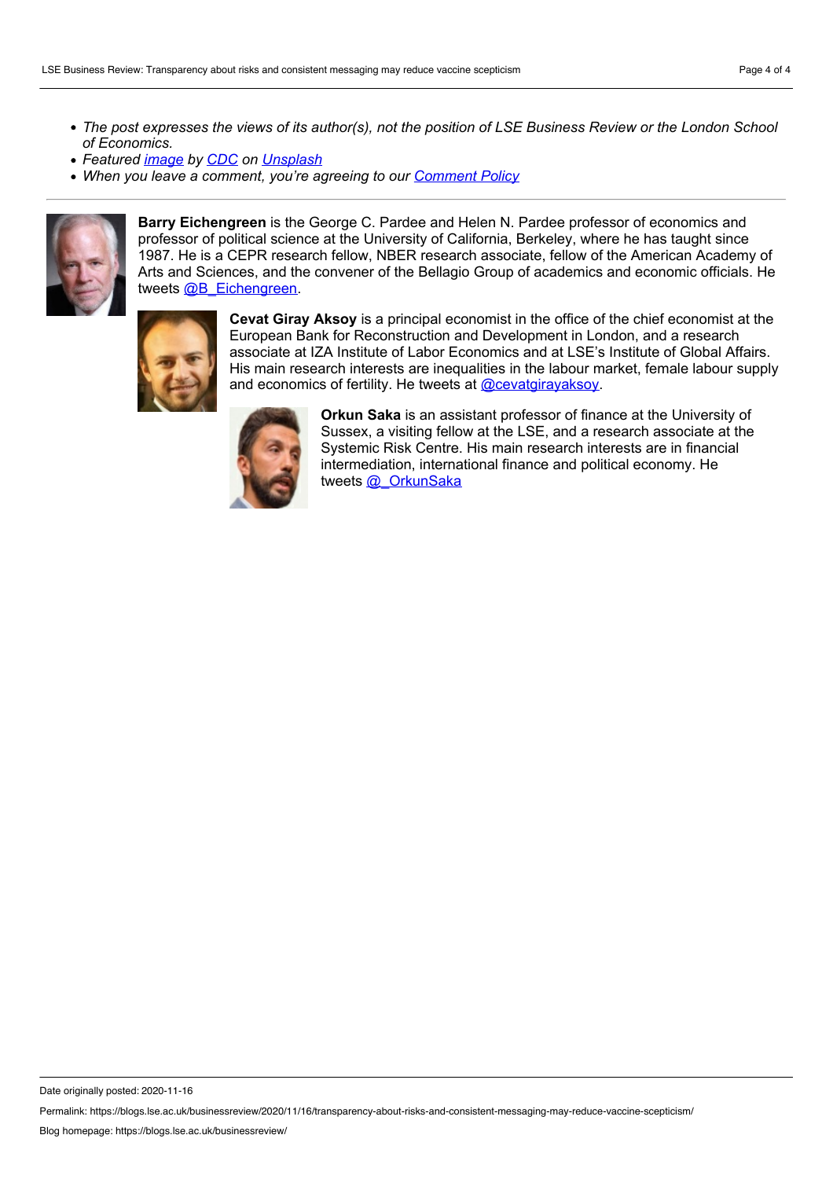- *The post expresses the views of its author(s), not the position of LSE Business Review or the London School of Economics.*
- *Featured image by CDC on Unsplash*
- *When you leave a comment, you're agreeing to our Comment Policy*

**Barry Eichengreen** is the George C. Pardee and Helen N. Pardee professor of economics and professor of political science at the University of California, Berkeley, where he has taught since 1987. He is a CEPR research fellow, NBER research associate, fellow of the American Academy of Arts and Sciences, and the convener of the Bellagio Group of academics and economic officials. He tweets @B_Eichengreen.

**Cevat Giray Aksoy** is a principal economist in the office of the chief economist at the European Bank for Reconstruction and Development in London, and a research associate at IZA Institute of Labor Economics and at LSE's Institute of Global Affairs. His main research interests are inequalities in the labour market, female labour supply and economics of fertility. He tweets at @cevatgirayaksoy.

**Orkun Saka** is an assistant professor of finance at the University of Sussex, a visiting fellow at the LSE, and a research associate at the Systemic Risk Centre. His main research interests are in financial intermediation, international finance and political economy. He tweets @_OrkunSaka

Date originally posted: 2020-11-16

Permalink: https://blogs.lse.ac.uk/businessreview/2020/11/16/transparency-about-risks-and-consistent-messaging-may-reduce-vaccine-scepticism/

Blog homepage: https://blogs.lse.ac.uk/businessreview/